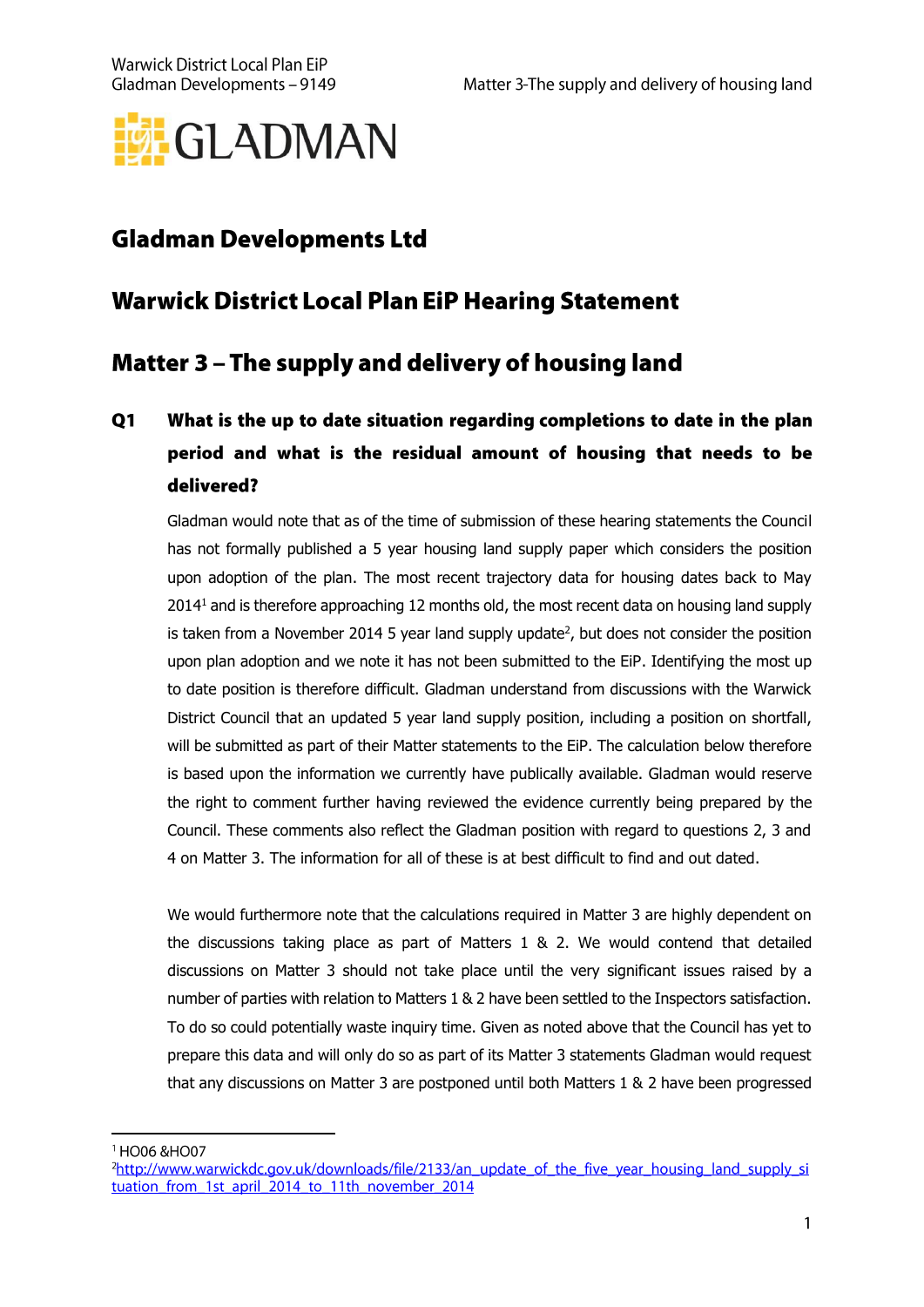# Gladman Developments Ltd

## Warwick District Local Plan EiP Hearing Statement

## Matter 3 – The supply and delivery of housing land

### Q1 What is the up to date situation regarding completions to date in the plan period and what is the residual amount of housing that needs to be delivered?

Gladman would note that as of the time of submission of these hearing statements the Council has not formally published a 5 year housing land supply paper which considers the position upon adoption of the plan. The most recent trajectory data for housing dates back to May 2014[1] and is therefore approaching 12 months old, the most recent data on housing land supply is taken from a November 2014 5 year land supply update[2], but does not consider the position upon plan adoption and we note it has not been submitted to the EiP. Identifying the most up to date position is therefore difficult. Gladman understand from discussions with the Warwick District Council that an updated 5 year land supply position, including a position on shortfall, will be submitted as part of their Matter statements to the EiP. The calculation below therefore is based upon the information we currently have publically available. Gladman would reserve the right to comment further having reviewed the evidence currently being prepared by the Council. These comments also reflect the Gladman position with regard to questions 2, 3 and 4 on Matter 3. The information for all of these is at best difficult to find and out dated.

We would furthermore note that the calculations required in Matter 3 are highly dependent on the discussions taking place as part of Matters 1 & 2. We would contend that detailed discussions on Matter 3 should not take place until the very significant issues raised by a number of parties with relation to Matters 1 & 2 have been settled to the Inspectors satisfaction. To do so could potentially waste inquiry time. Given as noted above that the Council has yet to prepare this data and will only do so as part of its Matter 3 statements Gladman would request that any discussions on Matter 3 are postponed until both Matters 1 & 2 have been progressed

---

[1] HO06 &HO07

[2] http://www.warwickdc.gov.uk/downloads/file/2133/an_update_of_the_five_year_housing_land_supply_situation_from_1st_april_2014_to_11th_november_2014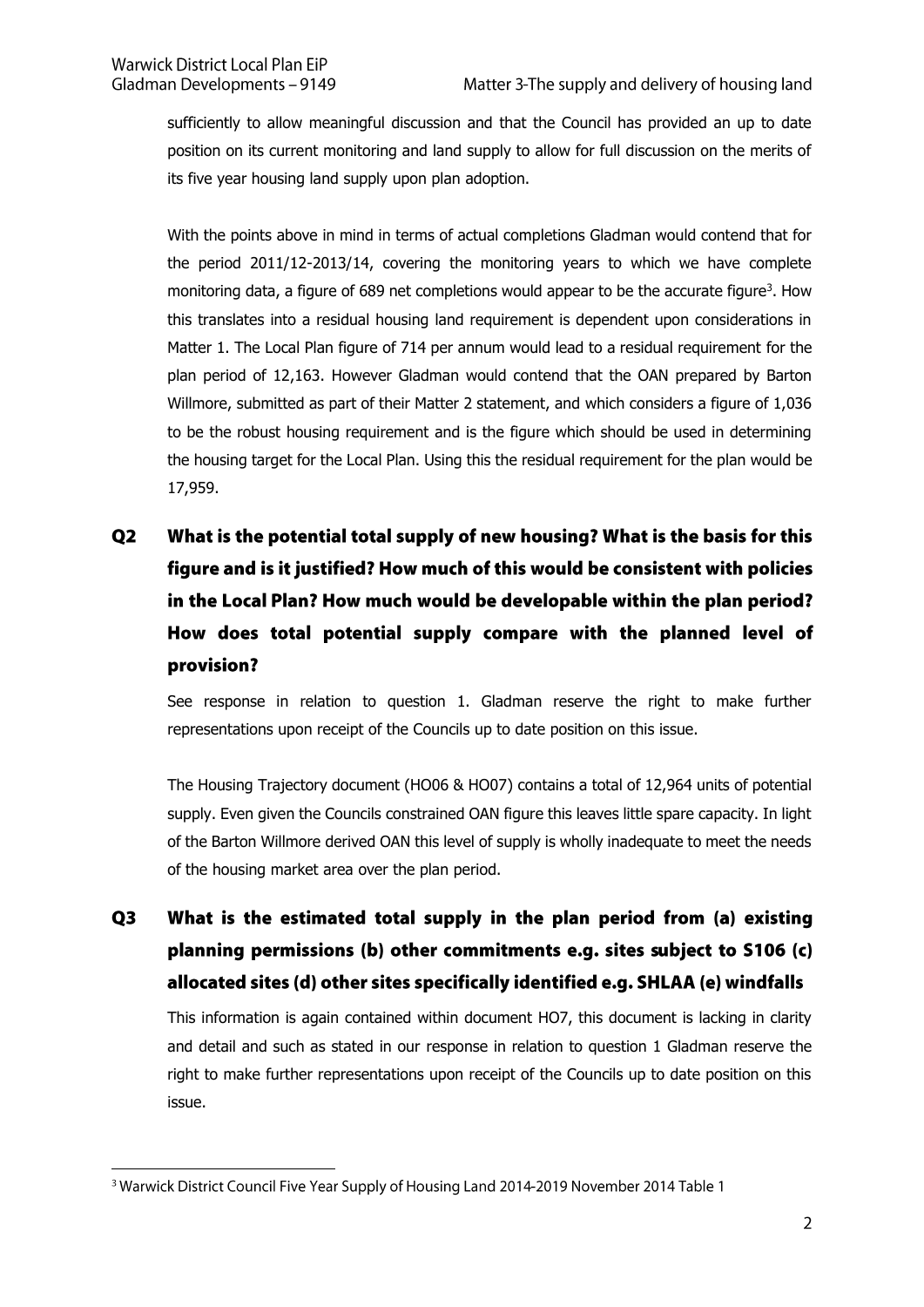sufficiently to allow meaningful discussion and that the Council has provided an up to date position on its current monitoring and land supply to allow for full discussion on the merits of its five year housing land supply upon plan adoption.

With the points above in mind in terms of actual completions Gladman would contend that for the period 2011/12-2013/14, covering the monitoring years to which we have complete monitoring data, a figure of 689 net completions would appear to be the accurate figure[3]. How this translates into a residual housing land requirement is dependent upon considerations in Matter 1. The Local Plan figure of 714 per annum would lead to a residual requirement for the plan period of 12,163. However Gladman would contend that the OAN prepared by Barton Willmore, submitted as part of their Matter 2 statement, and which considers a figure of 1,036 to be the robust housing requirement and is the figure which should be used in determining the housing target for the Local Plan. Using this the residual requirement for the plan would be 17,959.

## Q2 What is the potential total supply of new housing? What is the basis for this figure and is it justified? How much of this would be consistent with policies in the Local Plan? How much would be developable within the plan period? How does total potential supply compare with the planned level of provision?

See response in relation to question 1. Gladman reserve the right to make further representations upon receipt of the Councils up to date position on this issue.

The Housing Trajectory document (HO06 & HO07) contains a total of 12,964 units of potential supply. Even given the Councils constrained OAN figure this leaves little spare capacity. In light of the Barton Willmore derived OAN this level of supply is wholly inadequate to meet the needs of the housing market area over the plan period.

## Q3 What is the estimated total supply in the plan period from (a) existing planning permissions (b) other commitments e.g. sites subject to S106 (c) allocated sites (d) other sites specifically identified e.g. SHLAA (e) windfalls

This information is again contained within document HO7, this document is lacking in clarity and detail and such as stated in our response in relation to question 1 Gladman reserve the right to make further representations upon receipt of the Councils up to date position on this issue.

[3] Warwick District Council Five Year Supply of Housing Land 2014-2019 November 2014 Table 1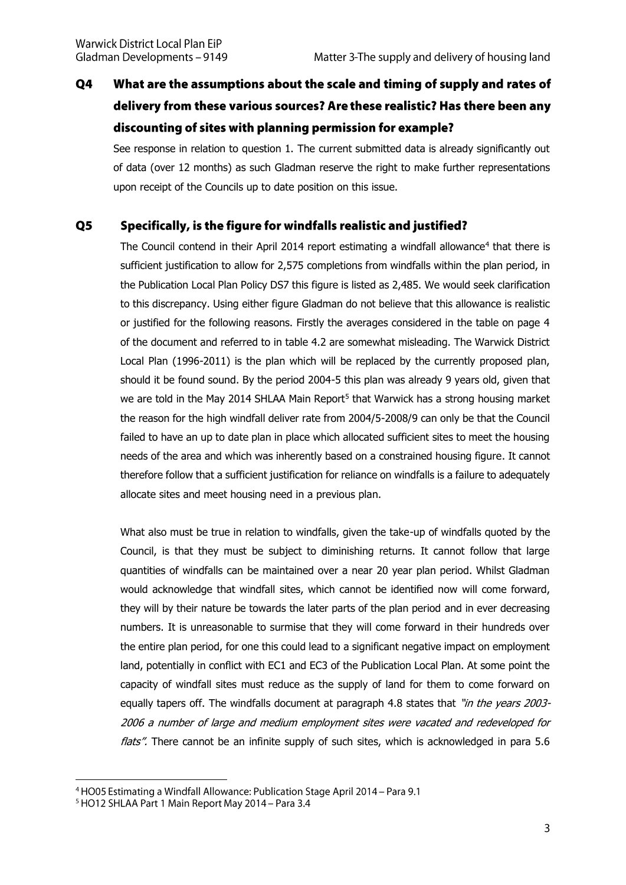## Q4 What are the assumptions about the scale and timing of supply and rates of delivery from these various sources? Are these realistic? Has there been any discounting of sites with planning permission for example?

See response in relation to question 1. The current submitted data is already significantly out of data (over 12 months) as such Gladman reserve the right to make further representations upon receipt of the Councils up to date position on this issue.

## Q5 Specifically, is the figure for windfalls realistic and justified?

The Council contend in their April 2014 report estimating a windfall allowance[4] that there is sufficient justification to allow for 2,575 completions from windfalls within the plan period, in the Publication Local Plan Policy DS7 this figure is listed as 2,485. We would seek clarification to this discrepancy. Using either figure Gladman do not believe that this allowance is realistic or justified for the following reasons. Firstly the averages considered in the table on page 4 of the document and referred to in table 4.2 are somewhat misleading. The Warwick District Local Plan (1996-2011) is the plan which will be replaced by the currently proposed plan, should it be found sound. By the period 2004-5 this plan was already 9 years old, given that we are told in the May 2014 SHLAA Main Report[5] that Warwick has a strong housing market the reason for the high windfall deliver rate from 2004/5-2008/9 can only be that the Council failed to have an up to date plan in place which allocated sufficient sites to meet the housing needs of the area and which was inherently based on a constrained housing figure. It cannot therefore follow that a sufficient justification for reliance on windfalls is a failure to adequately allocate sites and meet housing need in a previous plan.

What also must be true in relation to windfalls, given the take-up of windfalls quoted by the Council, is that they must be subject to diminishing returns. It cannot follow that large quantities of windfalls can be maintained over a near 20 year plan period. Whilst Gladman would acknowledge that windfall sites, which cannot be identified now will come forward, they will by their nature be towards the later parts of the plan period and in ever decreasing numbers. It is unreasonable to surmise that they will come forward in their hundreds over the entire plan period, for one this could lead to a significant negative impact on employment land, potentially in conflict with EC1 and EC3 of the Publication Local Plan. At some point the capacity of windfall sites must reduce as the supply of land for them to come forward on equally tapers off. The windfalls document at paragraph 4.8 states that *"in the years 2003-2006 a number of large and medium employment sites were vacated and redeveloped for flats".* There cannot be an infinite supply of such sites, which is acknowledged in para 5.6

[4] HO05 Estimating a Windfall Allowance: Publication Stage April 2014 – Para 9.1

[5] HO12 SHLAA Part 1 Main Report May 2014 – Para 3.4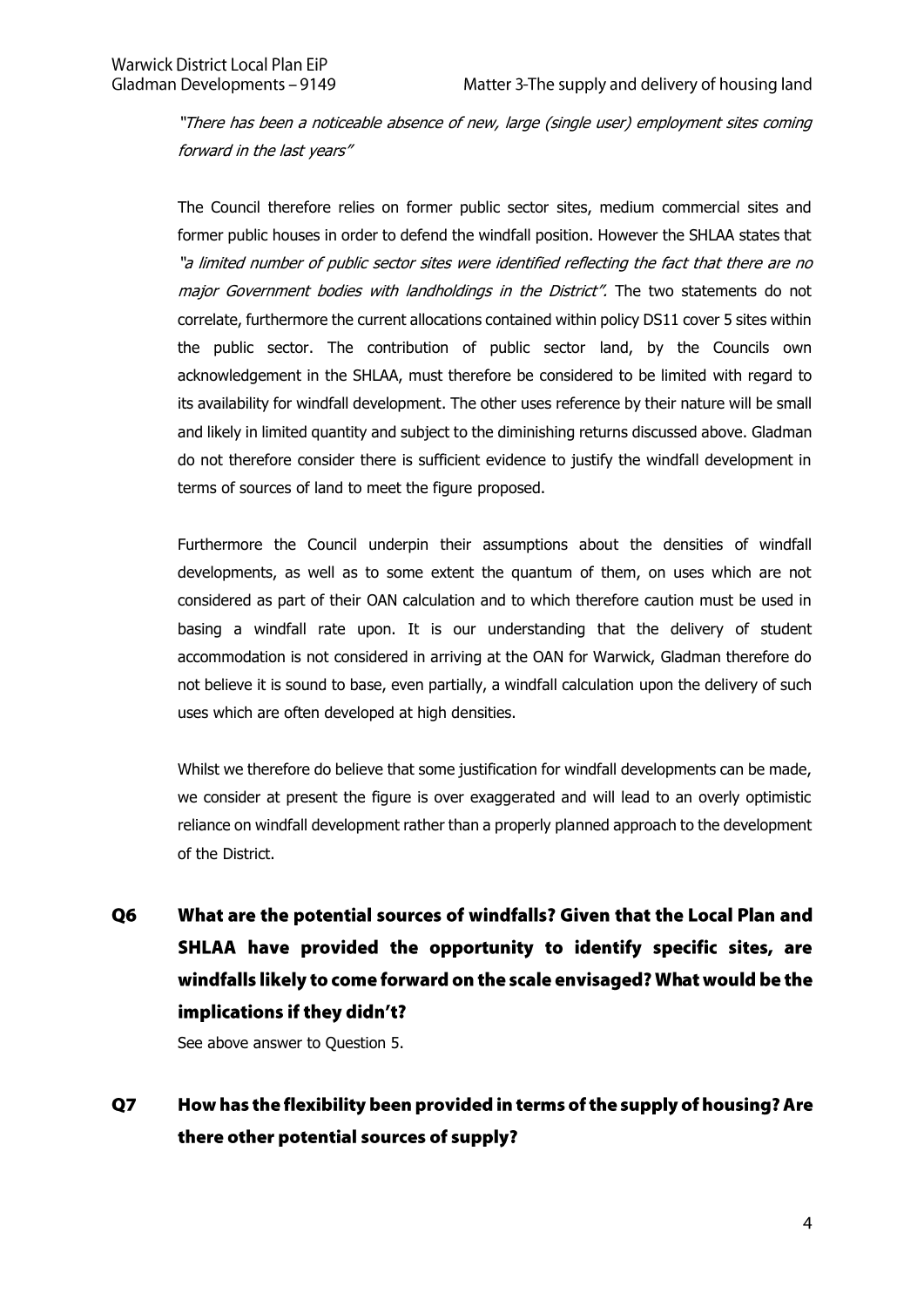*"There has been a noticeable absence of new, large (single user) employment sites coming forward in the last years"*

The Council therefore relies on former public sector sites, medium commercial sites and former public houses in order to defend the windfall position. However the SHLAA states that *"a limited number of public sector sites were identified reflecting the fact that there are no major Government bodies with landholdings in the District".* The two statements do not correlate, furthermore the current allocations contained within policy DS11 cover 5 sites within the public sector. The contribution of public sector land, by the Councils own acknowledgement in the SHLAA, must therefore be considered to be limited with regard to its availability for windfall development. The other uses reference by their nature will be small and likely in limited quantity and subject to the diminishing returns discussed above. Gladman do not therefore consider there is sufficient evidence to justify the windfall development in terms of sources of land to meet the figure proposed.

Furthermore the Council underpin their assumptions about the densities of windfall developments, as well as to some extent the quantum of them, on uses which are not considered as part of their OAN calculation and to which therefore caution must be used in basing a windfall rate upon. It is our understanding that the delivery of student accommodation is not considered in arriving at the OAN for Warwick, Gladman therefore do not believe it is sound to base, even partially, a windfall calculation upon the delivery of such uses which are often developed at high densities.

Whilst we therefore do believe that some justification for windfall developments can be made, we consider at present the figure is over exaggerated and will lead to an overly optimistic reliance on windfall development rather than a properly planned approach to the development of the District.

## Q6 What are the potential sources of windfalls? Given that the Local Plan and SHLAA have provided the opportunity to identify specific sites, are windfalls likely to come forward on the scale envisaged? What would be the implications if they didn't?

See above answer to Question 5.

## Q7 How has the flexibility been provided in terms of the supply of housing? Are there other potential sources of supply?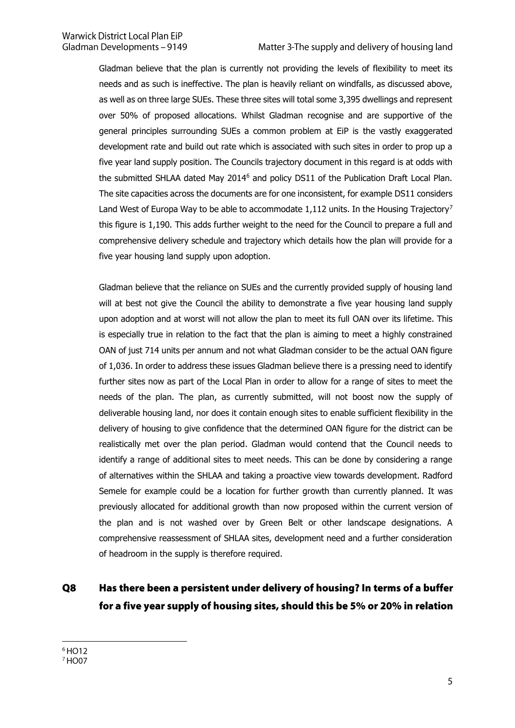Gladman believe that the plan is currently not providing the levels of flexibility to meet its needs and as such is ineffective. The plan is heavily reliant on windfalls, as discussed above, as well as on three large SUEs. These three sites will total some 3,395 dwellings and represent over 50% of proposed allocations. Whilst Gladman recognise and are supportive of the general principles surrounding SUEs a common problem at EiP is the vastly exaggerated development rate and build out rate which is associated with such sites in order to prop up a five year land supply position. The Councils trajectory document in this regard is at odds with the submitted SHLAA dated May 2014[6] and policy DS11 of the Publication Draft Local Plan. The site capacities across the documents are for one inconsistent, for example DS11 considers Land West of Europa Way to be able to accommodate 1,112 units. In the Housing Trajectory[7] this figure is 1,190. This adds further weight to the need for the Council to prepare a full and comprehensive delivery schedule and trajectory which details how the plan will provide for a five year housing land supply upon adoption.

Gladman believe that the reliance on SUEs and the currently provided supply of housing land will at best not give the Council the ability to demonstrate a five year housing land supply upon adoption and at worst will not allow the plan to meet its full OAN over its lifetime. This is especially true in relation to the fact that the plan is aiming to meet a highly constrained OAN of just 714 units per annum and not what Gladman consider to be the actual OAN figure of 1,036. In order to address these issues Gladman believe there is a pressing need to identify further sites now as part of the Local Plan in order to allow for a range of sites to meet the needs of the plan. The plan, as currently submitted, will not boost now the supply of deliverable housing land, nor does it contain enough sites to enable sufficient flexibility in the delivery of housing to give confidence that the determined OAN figure for the district can be realistically met over the plan period. Gladman would contend that the Council needs to identify a range of additional sites to meet needs. This can be done by considering a range of alternatives within the SHLAA and taking a proactive view towards development. Radford Semele for example could be a location for further growth than currently planned. It was previously allocated for additional growth than now proposed within the current version of the plan and is not washed over by Green Belt or other landscape designations. A comprehensive reassessment of SHLAA sites, development need and a further consideration of headroom in the supply is therefore required.

## Q8 Has there been a persistent under delivery of housing? In terms of a buffer for a five year supply of housing sites, should this be 5% or 20% in relation

[6] HO12
[7] HO07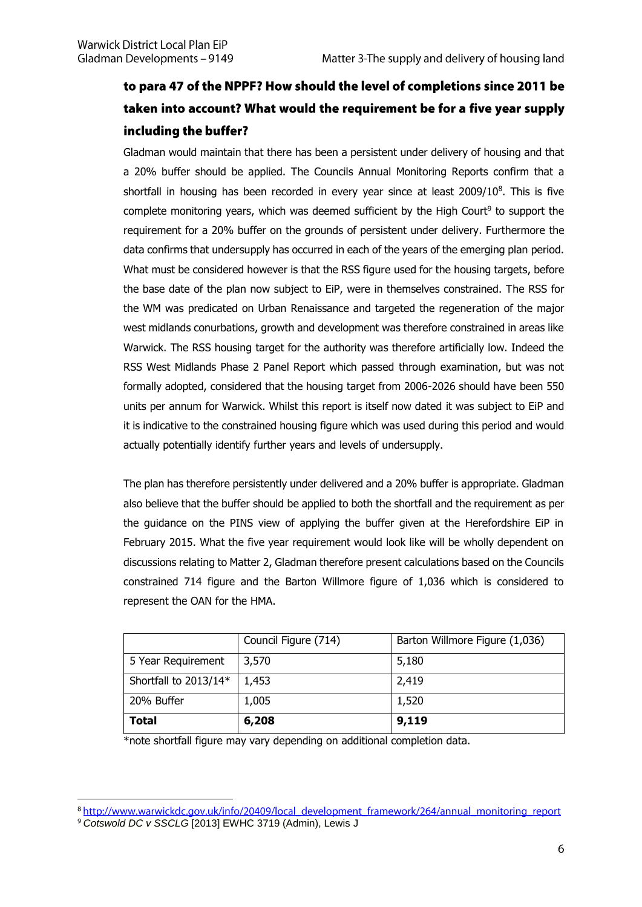**to para 47 of the NPPF? How should the level of completions since 2011 be taken into account? What would the requirement be for a five year supply including the buffer?**

Gladman would maintain that there has been a persistent under delivery of housing and that a 20% buffer should be applied. The Councils Annual Monitoring Reports confirm that a shortfall in housing has been recorded in every year since at least 2009/10[8]. This is five complete monitoring years, which was deemed sufficient by the High Court[9] to support the requirement for a 20% buffer on the grounds of persistent under delivery. Furthermore the data confirms that undersupply has occurred in each of the years of the emerging plan period. What must be considered however is that the RSS figure used for the housing targets, before the base date of the plan now subject to EiP, were in themselves constrained. The RSS for the WM was predicated on Urban Renaissance and targeted the regeneration of the major west midlands conurbations, growth and development was therefore constrained in areas like Warwick. The RSS housing target for the authority was therefore artificially low. Indeed the RSS West Midlands Phase 2 Panel Report which passed through examination, but was not formally adopted, considered that the housing target from 2006-2026 should have been 550 units per annum for Warwick. Whilst this report is itself now dated it was subject to EiP and it is indicative to the constrained housing figure which was used during this period and would actually potentially identify further years and levels of undersupply.

The plan has therefore persistently under delivered and a 20% buffer is appropriate. Gladman also believe that the buffer should be applied to both the shortfall and the requirement as per the guidance on the PINS view of applying the buffer given at the Herefordshire EiP in February 2015. What the five year requirement would look like will be wholly dependent on discussions relating to Matter 2, Gladman therefore present calculations based on the Councils constrained 714 figure and the Barton Willmore figure of 1,036 which is considered to represent the OAN for the HMA.

| | Council Figure (714) | Barton Willmore Figure (1,036) |
|---|---|---|
| 5 Year Requirement | 3,570 | 5,180 |
| Shortfall to 2013/14* | 1,453 | 2,419 |
| 20% Buffer | 1,005 | 1,520 |
| **Total** | **6,208** | **9,119** |

*note shortfall figure may vary depending on additional completion data.

[8] http://www.warwickdc.gov.uk/info/20409/local_development_framework/264/annual_monitoring_report

[9] *Cotswold DC v SSCLG* [2013] EWHC 3719 (Admin), Lewis J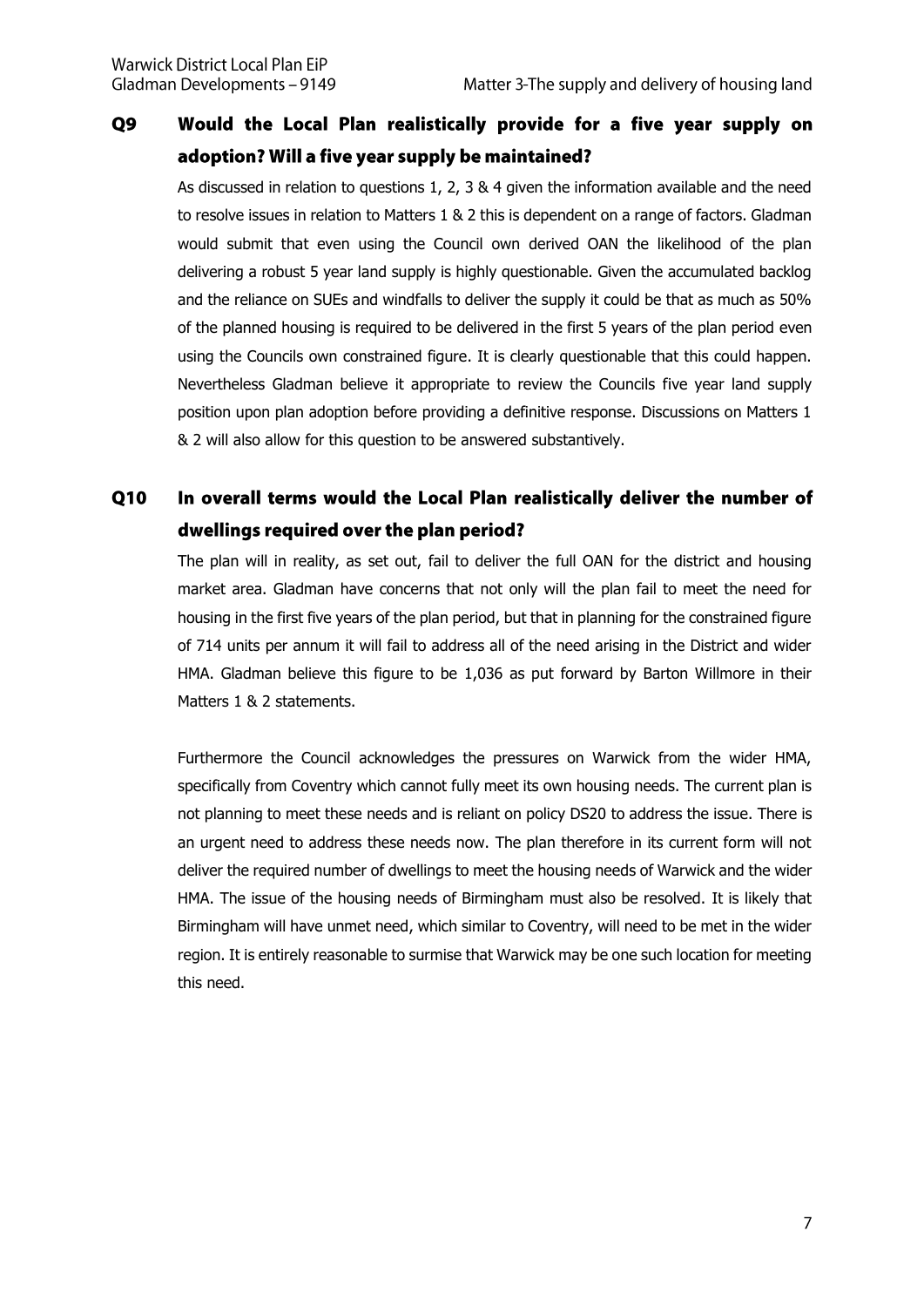## Q9 Would the Local Plan realistically provide for a five year supply on adoption? Will a five year supply be maintained?

As discussed in relation to questions 1, 2, 3 & 4 given the information available and the need to resolve issues in relation to Matters 1 & 2 this is dependent on a range of factors. Gladman would submit that even using the Council own derived OAN the likelihood of the plan delivering a robust 5 year land supply is highly questionable. Given the accumulated backlog and the reliance on SUEs and windfalls to deliver the supply it could be that as much as 50% of the planned housing is required to be delivered in the first 5 years of the plan period even using the Councils own constrained figure. It is clearly questionable that this could happen. Nevertheless Gladman believe it appropriate to review the Councils five year land supply position upon plan adoption before providing a definitive response. Discussions on Matters 1 & 2 will also allow for this question to be answered substantively.

## Q10 In overall terms would the Local Plan realistically deliver the number of dwellings required over the plan period?

The plan will in reality, as set out, fail to deliver the full OAN for the district and housing market area. Gladman have concerns that not only will the plan fail to meet the need for housing in the first five years of the plan period, but that in planning for the constrained figure of 714 units per annum it will fail to address all of the need arising in the District and wider HMA. Gladman believe this figure to be 1,036 as put forward by Barton Willmore in their Matters 1 & 2 statements.

Furthermore the Council acknowledges the pressures on Warwick from the wider HMA, specifically from Coventry which cannot fully meet its own housing needs. The current plan is not planning to meet these needs and is reliant on policy DS20 to address the issue. There is an urgent need to address these needs now. The plan therefore in its current form will not deliver the required number of dwellings to meet the housing needs of Warwick and the wider HMA. The issue of the housing needs of Birmingham must also be resolved. It is likely that Birmingham will have unmet need, which similar to Coventry, will need to be met in the wider region. It is entirely reasonable to surmise that Warwick may be one such location for meeting this need.